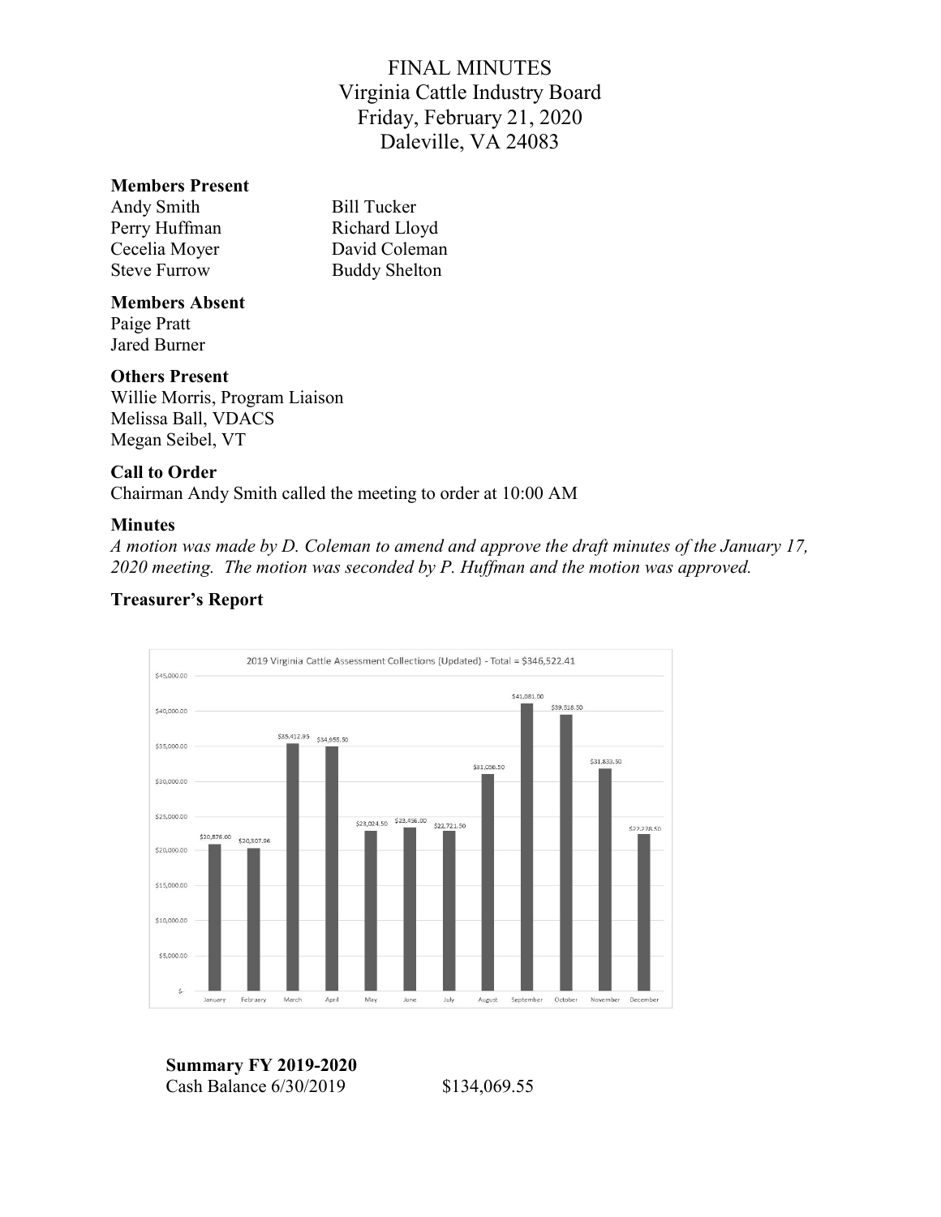# FINAL MINUTES
## Virginia Cattle Industry Board
## Friday, February 21, 2020
## Daleville, VA 24083

**Members Present**

Andy Smith
Perry Huffman
Cecelia Moyer
Steve Furrow
Bill Tucker
Richard Lloyd
David Coleman
Buddy Shelton

**Members Absent**

Paige Pratt
Jared Burner

**Others Present**

Willie Morris, Program Liaison
Melissa Ball, VDACS
Megan Seibel, VT

**Call to Order**

Chairman Andy Smith called the meeting to order at 10:00 AM

**Minutes**

*A motion was made by D. Coleman to amend and approve the draft minutes of the January 17, 2020 meeting. The motion was seconded by P. Huffman and the motion was approved.*

**Treasurer's Report**

2019 Virginia Cattle Assessment Collections (Updated) - Total = $346,522.41

| Month | Collections |
|---|---|
| January | $20,876.00 |
| February | $20,307.96 |
| March | $35,412.95 |
| April | $34,955.50 |
| May | $23,024.50 |
| June | $23,456.00 |
| July | $22,721.50 |
| August | $31,056.50 |
| September | $41,081.00 |
| October | $39,518.50 |
| November | $31,833.50 |
| December | $22,278.50 |

**Summary FY 2019-2020**

Cash Balance 6/30/2019 $134,069.55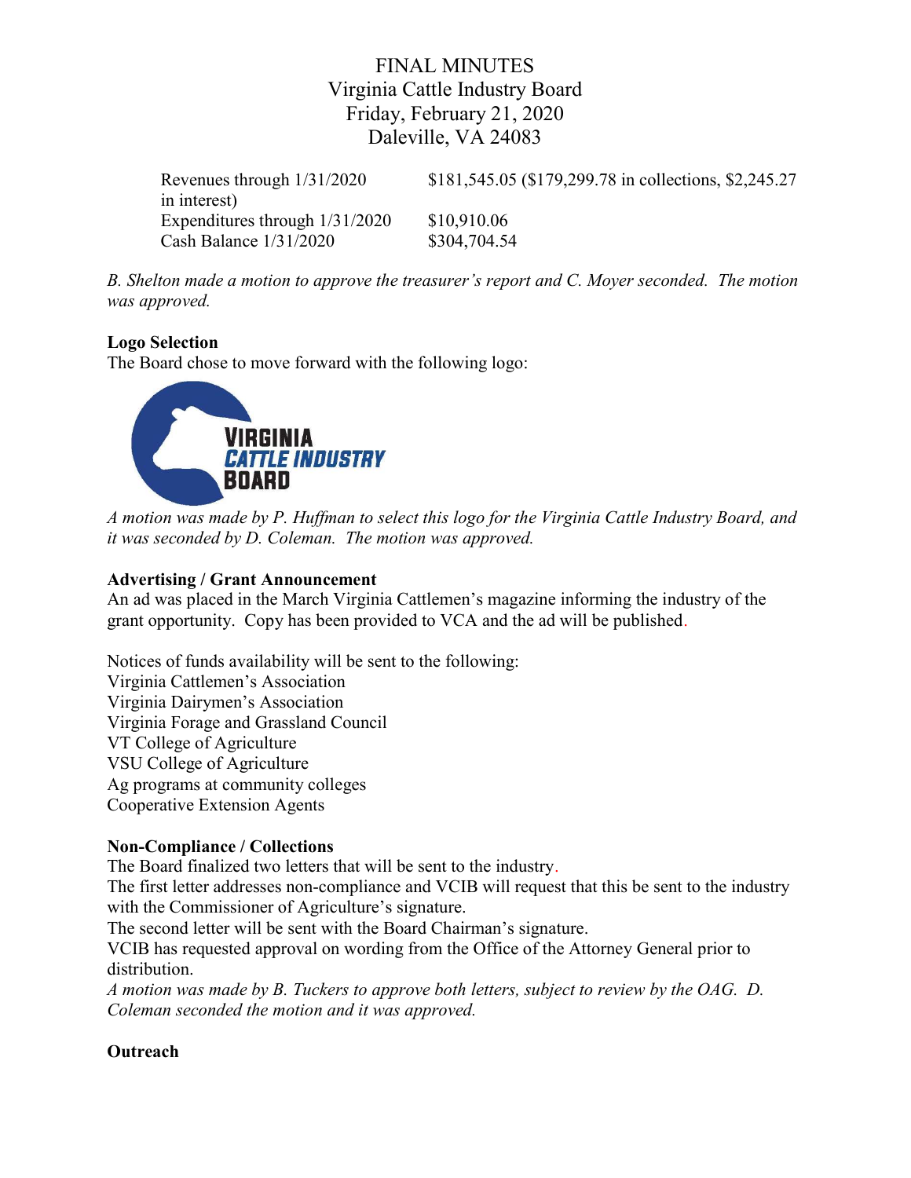FINAL MINUTES
Virginia Cattle Industry Board
Friday, February 21, 2020
Daleville, VA 24083

| | |
|---|---|
| Revenues through 1/31/2020 in interest) | $181,545.05 ($179,299.78 in collections, $2,245.27 |
| Expenditures through 1/31/2020 | $10,910.06 |
| Cash Balance 1/31/2020 | $304,704.54 |

*B. Shelton made a motion to approve the treasurer's report and C. Moyer seconded. The motion was approved.*

**Logo Selection**

The Board chose to move forward with the following logo:

VIRGINIA
CATTLE INDUSTRY
BOARD

*A motion was made by P. Huffman to select this logo for the Virginia Cattle Industry Board, and it was seconded by D. Coleman. The motion was approved.*

**Advertising / Grant Announcement**

An ad was placed in the March Virginia Cattlemen's magazine informing the industry of the grant opportunity. Copy has been provided to VCA and the ad will be published.

Notices of funds availability will be sent to the following:
Virginia Cattlemen's Association
Virginia Dairymen's Association
Virginia Forage and Grassland Council
VT College of Agriculture
VSU College of Agriculture
Ag programs at community colleges
Cooperative Extension Agents

**Non-Compliance / Collections**

The Board finalized two letters that will be sent to the industry.
The first letter addresses non-compliance and VCIB will request that this be sent to the industry with the Commissioner of Agriculture's signature.
The second letter will be sent with the Board Chairman's signature.
VCIB has requested approval on wording from the Office of the Attorney General prior to distribution.
*A motion was made by B. Tuckers to approve both letters, subject to review by the OAG. D. Coleman seconded the motion and it was approved.*

**Outreach**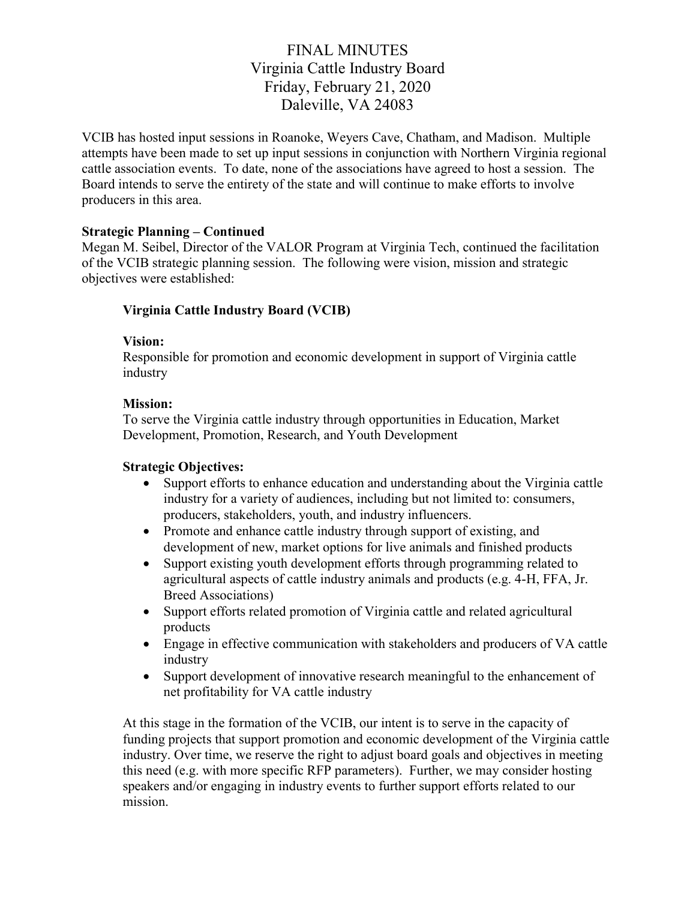# FINAL MINUTES
## Virginia Cattle Industry Board
## Friday, February 21, 2020
## Daleville, VA 24083

VCIB has hosted input sessions in Roanoke, Weyers Cave, Chatham, and Madison. Multiple attempts have been made to set up input sessions in conjunction with Northern Virginia regional cattle association events. To date, none of the associations have agreed to host a session. The Board intends to serve the entirety of the state and will continue to make efforts to involve producers in this area.

**Strategic Planning – Continued**
Megan M. Seibel, Director of the VALOR Program at Virginia Tech, continued the facilitation of the VCIB strategic planning session. The following were vision, mission and strategic objectives were established:

> **Virginia Cattle Industry Board (VCIB)**
>
> **Vision:**
> Responsible for promotion and economic development in support of Virginia cattle industry
>
> **Mission:**
> To serve the Virginia cattle industry through opportunities in Education, Market Development, Promotion, Research, and Youth Development
>
> **Strategic Objectives:**
>
> - Support efforts to enhance education and understanding about the Virginia cattle industry for a variety of audiences, including but not limited to: consumers, producers, stakeholders, youth, and industry influencers.
> - Promote and enhance cattle industry through support of existing, and development of new, market options for live animals and finished products
> - Support existing youth development efforts through programming related to agricultural aspects of cattle industry animals and products (e.g. 4-H, FFA, Jr. Breed Associations)
> - Support efforts related promotion of Virginia cattle and related agricultural products
> - Engage in effective communication with stakeholders and producers of VA cattle industry
> - Support development of innovative research meaningful to the enhancement of net profitability for VA cattle industry
>
> At this stage in the formation of the VCIB, our intent is to serve in the capacity of funding projects that support promotion and economic development of the Virginia cattle industry. Over time, we reserve the right to adjust board goals and objectives in meeting this need (e.g. with more specific RFP parameters). Further, we may consider hosting speakers and/or engaging in industry events to further support efforts related to our mission.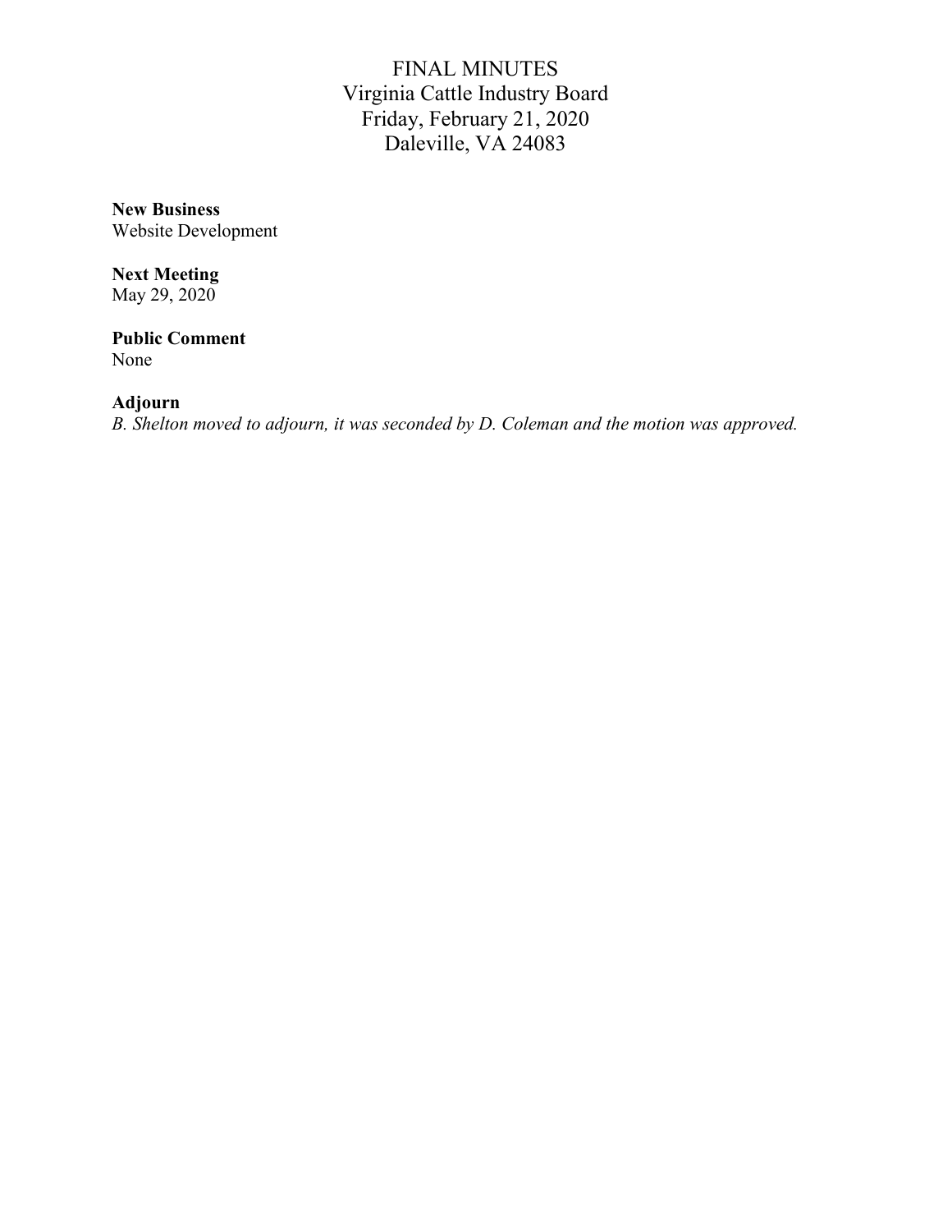FINAL MINUTES
Virginia Cattle Industry Board
Friday, February 21, 2020
Daleville, VA 24083

**New Business**
Website Development

**Next Meeting**
May 29, 2020

**Public Comment**
None

**Adjourn**
*B. Shelton moved to adjourn, it was seconded by D. Coleman and the motion was approved.*